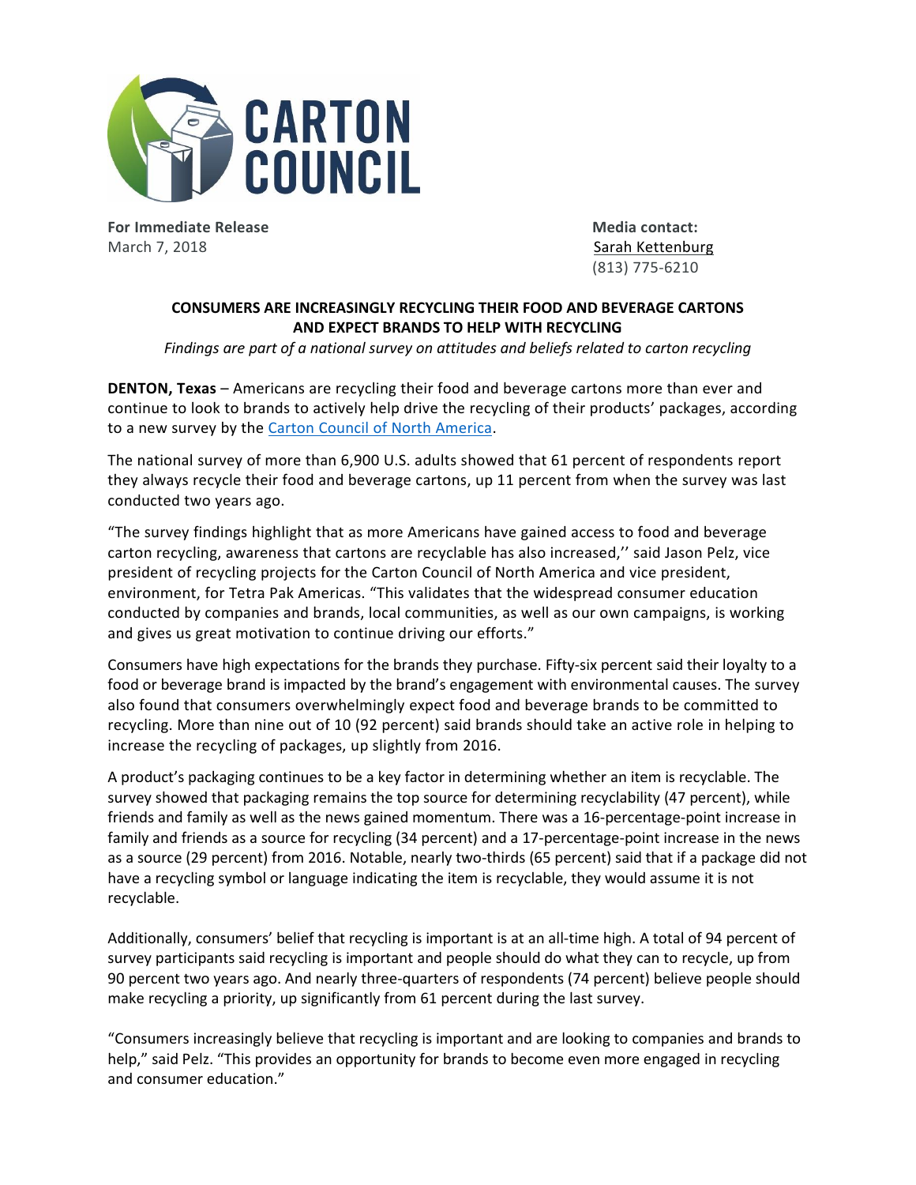CARTON COUNCIL

**For Immediate Release**
March 7, 2018

**Media contact:**
Sarah Kettenburg
(813) 775-6210

**CONSUMERS ARE INCREASINGLY RECYCLING THEIR FOOD AND BEVERAGE CARTONS AND EXPECT BRANDS TO HELP WITH RECYCLING**

*Findings are part of a national survey on attitudes and beliefs related to carton recycling*

**DENTON, Texas** – Americans are recycling their food and beverage cartons more than ever and continue to look to brands to actively help drive the recycling of their products' packages, according to a new survey by the Carton Council of North America.

The national survey of more than 6,900 U.S. adults showed that 61 percent of respondents report they always recycle their food and beverage cartons, up 11 percent from when the survey was last conducted two years ago.

"The survey findings highlight that as more Americans have gained access to food and beverage carton recycling, awareness that cartons are recyclable has also increased,'' said Jason Pelz, vice president of recycling projects for the Carton Council of North America and vice president, environment, for Tetra Pak Americas. "This validates that the widespread consumer education conducted by companies and brands, local communities, as well as our own campaigns, is working and gives us great motivation to continue driving our efforts."

Consumers have high expectations for the brands they purchase. Fifty-six percent said their loyalty to a food or beverage brand is impacted by the brand's engagement with environmental causes. The survey also found that consumers overwhelmingly expect food and beverage brands to be committed to recycling. More than nine out of 10 (92 percent) said brands should take an active role in helping to increase the recycling of packages, up slightly from 2016.

A product's packaging continues to be a key factor in determining whether an item is recyclable. The survey showed that packaging remains the top source for determining recyclability (47 percent), while friends and family as well as the news gained momentum. There was a 16-percentage-point increase in family and friends as a source for recycling (34 percent) and a 17-percentage-point increase in the news as a source (29 percent) from 2016. Notable, nearly two-thirds (65 percent) said that if a package did not have a recycling symbol or language indicating the item is recyclable, they would assume it is not recyclable.

Additionally, consumers' belief that recycling is important is at an all-time high. A total of 94 percent of survey participants said recycling is important and people should do what they can to recycle, up from 90 percent two years ago. And nearly three-quarters of respondents (74 percent) believe people should make recycling a priority, up significantly from 61 percent during the last survey.

"Consumers increasingly believe that recycling is important and are looking to companies and brands to help," said Pelz. "This provides an opportunity for brands to become even more engaged in recycling and consumer education."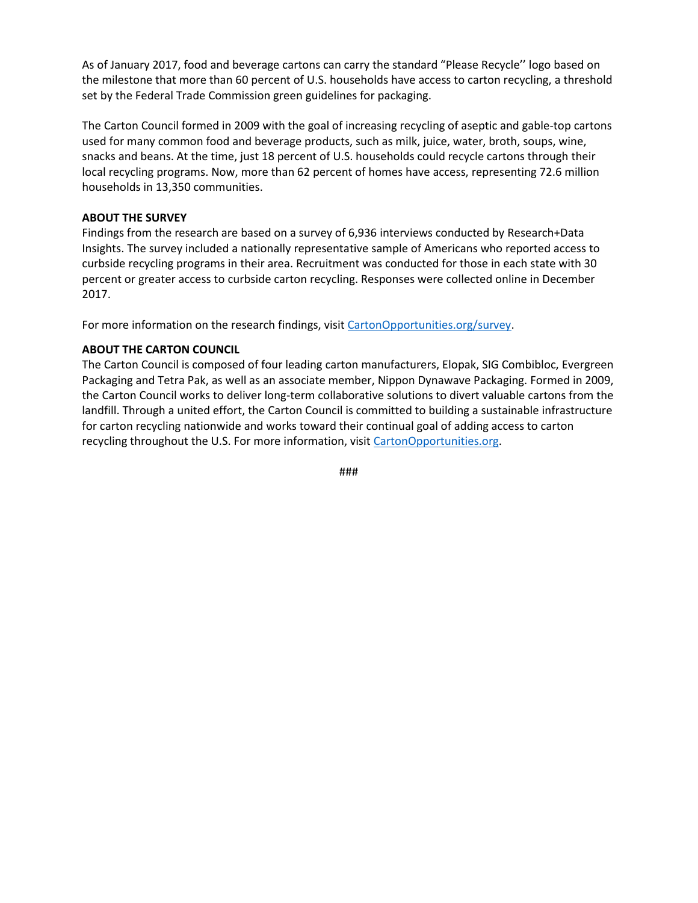As of January 2017, food and beverage cartons can carry the standard "Please Recycle'' logo based on the milestone that more than 60 percent of U.S. households have access to carton recycling, a threshold set by the Federal Trade Commission green guidelines for packaging.

The Carton Council formed in 2009 with the goal of increasing recycling of aseptic and gable-top cartons used for many common food and beverage products, such as milk, juice, water, broth, soups, wine, snacks and beans. At the time, just 18 percent of U.S. households could recycle cartons through their local recycling programs. Now, more than 62 percent of homes have access, representing 72.6 million households in 13,350 communities.

**ABOUT THE SURVEY**

Findings from the research are based on a survey of 6,936 interviews conducted by Research+Data Insights. The survey included a nationally representative sample of Americans who reported access to curbside recycling programs in their area. Recruitment was conducted for those in each state with 30 percent or greater access to curbside carton recycling. Responses were collected online in December 2017.

For more information on the research findings, visit [CartonOpportunities.org/survey](CartonOpportunities.org/survey).

**ABOUT THE CARTON COUNCIL**

The Carton Council is composed of four leading carton manufacturers, Elopak, SIG Combibloc, Evergreen Packaging and Tetra Pak, as well as an associate member, Nippon Dynawave Packaging. Formed in 2009, the Carton Council works to deliver long-term collaborative solutions to divert valuable cartons from the landfill. Through a united effort, the Carton Council is committed to building a sustainable infrastructure for carton recycling nationwide and works toward their continual goal of adding access to carton recycling throughout the U.S. For more information, visit [CartonOpportunities.org](CartonOpportunities.org).

###